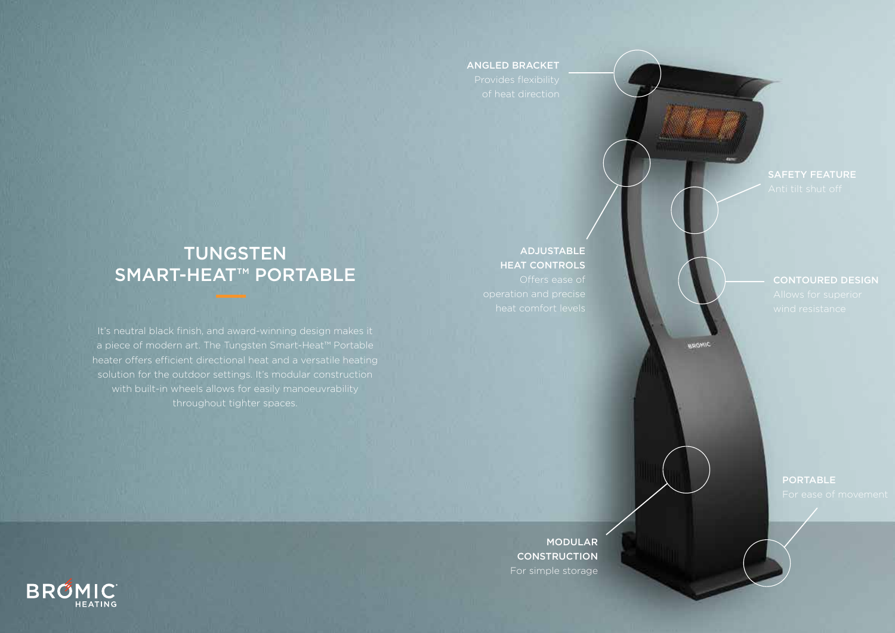# TUNGSTEN SMART-HEAT™ PORTABLE

It's neutral black finish, and award-winning design makes it a piece of modern art. The Tungsten Smart-Heat™ Portable heater offers efficient directional heat and a versatile heating solution for the outdoor settings. It's modular construction with built-in wheels allows for easily manoeuvrability throughout tighter spaces.

**ANGLED BRACKET**
Provides flexibility of heat direction

**SAFETY FEATURE**
Anti tilt shut off

**ADJUSTABLE HEAT CONTROLS**
Offers ease of operation and precise heat comfort levels

**CONTOURED DESIGN**
Allows for superior wind resistance

**PORTABLE**
For ease of movement

**MODULAR CONSTRUCTION**
For simple storage

BROMIC HEATING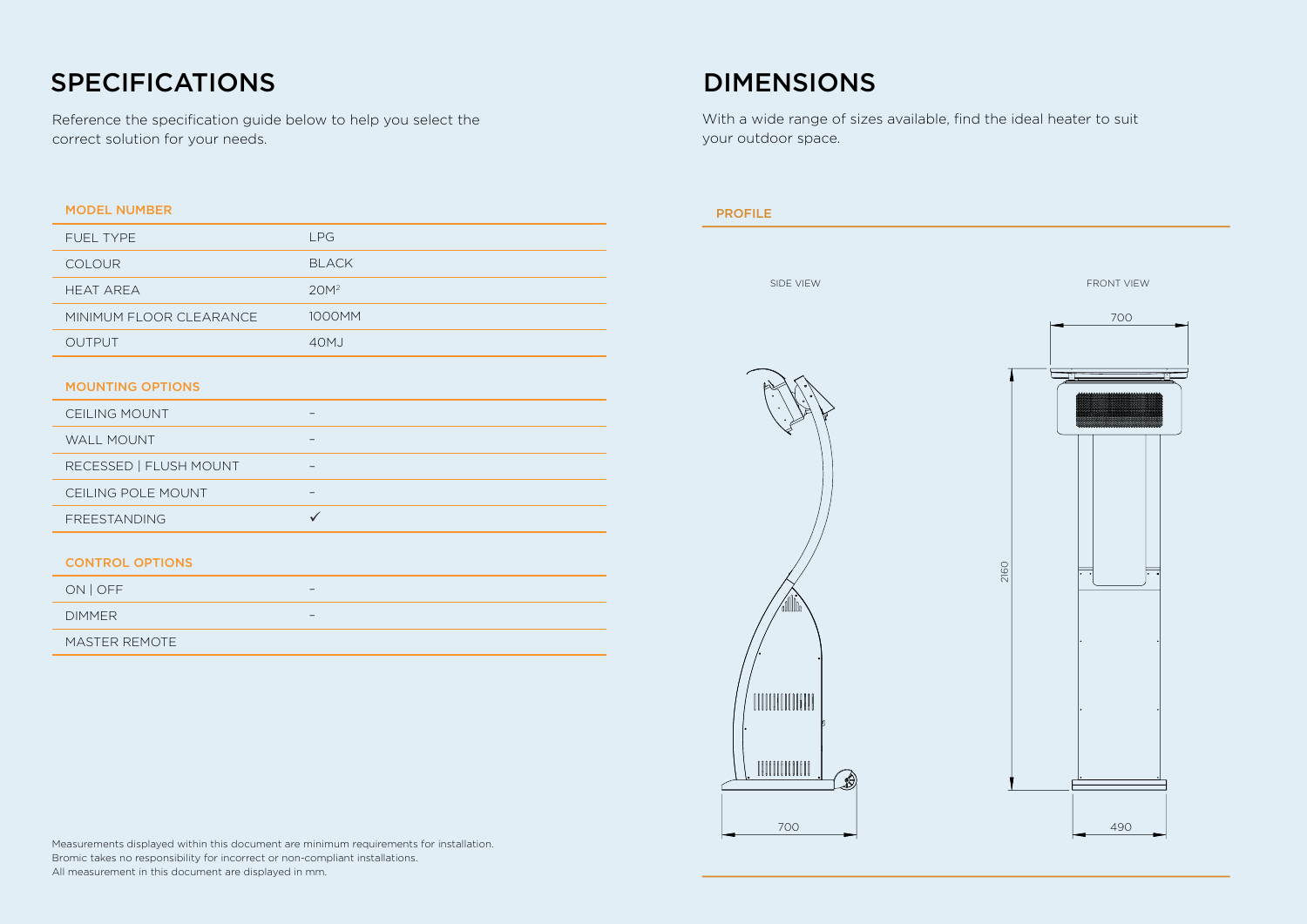# SPECIFICATIONS

Reference the specification guide below to help you select the correct solution for your needs.

| MODEL NUMBER | |
|---|---|
| FUEL TYPE | LPG |
| COLOUR | BLACK |
| HEAT AREA | 20M$^2$ |
| MINIMUM FLOOR CLEARANCE | 1000MM |
| OUTPUT | 40MJ |

| MOUNTING OPTIONS | |
|---|---|
| CEILING MOUNT | – |
| WALL MOUNT | – |
| RECESSED \| FLUSH MOUNT | – |
| CEILING POLE MOUNT | – |
| FREESTANDING | ✓ |

| CONTROL OPTIONS | |
|---|---|
| ON \| OFF | – |
| DIMMER | – |
| MASTER REMOTE | |

# DIMENSIONS

With a wide range of sizes available, find the ideal heater to suit your outdoor space.

PROFILE

SIDE VIEW

FRONT VIEW

700

2160

700

490

Measurements displayed within this document are minimum requirements for installation.
Bromic takes no responsibility for incorrect or non-compliant installations.
All measurement in this document are displayed in mm.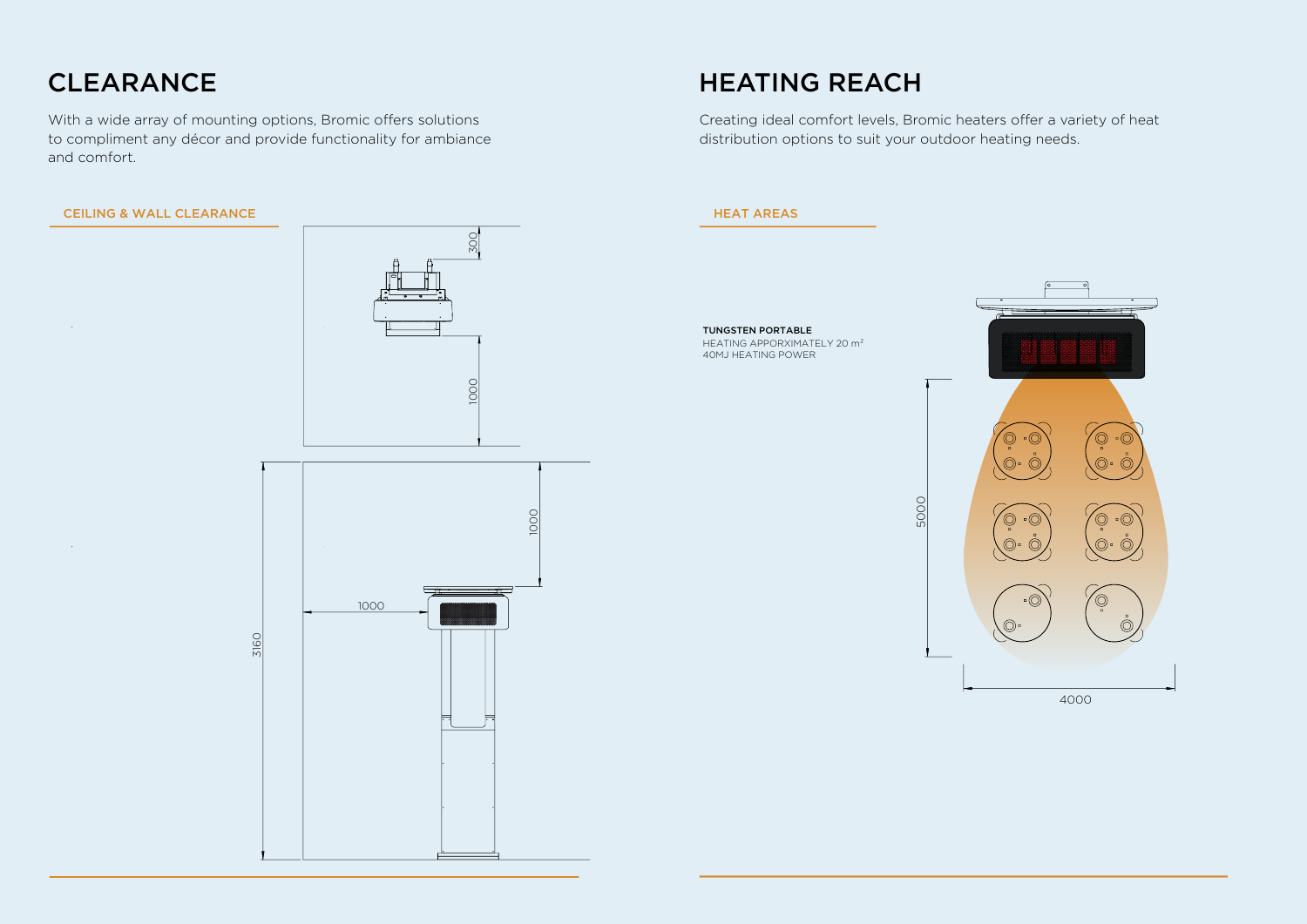# CLEARANCE

With a wide array of mounting options, Bromic offers solutions to compliment any décor and provide functionality for ambiance and comfort.

## CEILING & WALL CLEARANCE

300

1000

1000

1000

3160

# HEATING REACH

Creating ideal comfort levels, Bromic heaters offer a variety of heat distribution options to suit your outdoor heating needs.

## HEAT AREAS

**TUNGSTEN PORTABLE**
HEATING APPORXIMATELY 20 $m^2$
40MJ HEATING POWER

5000

4000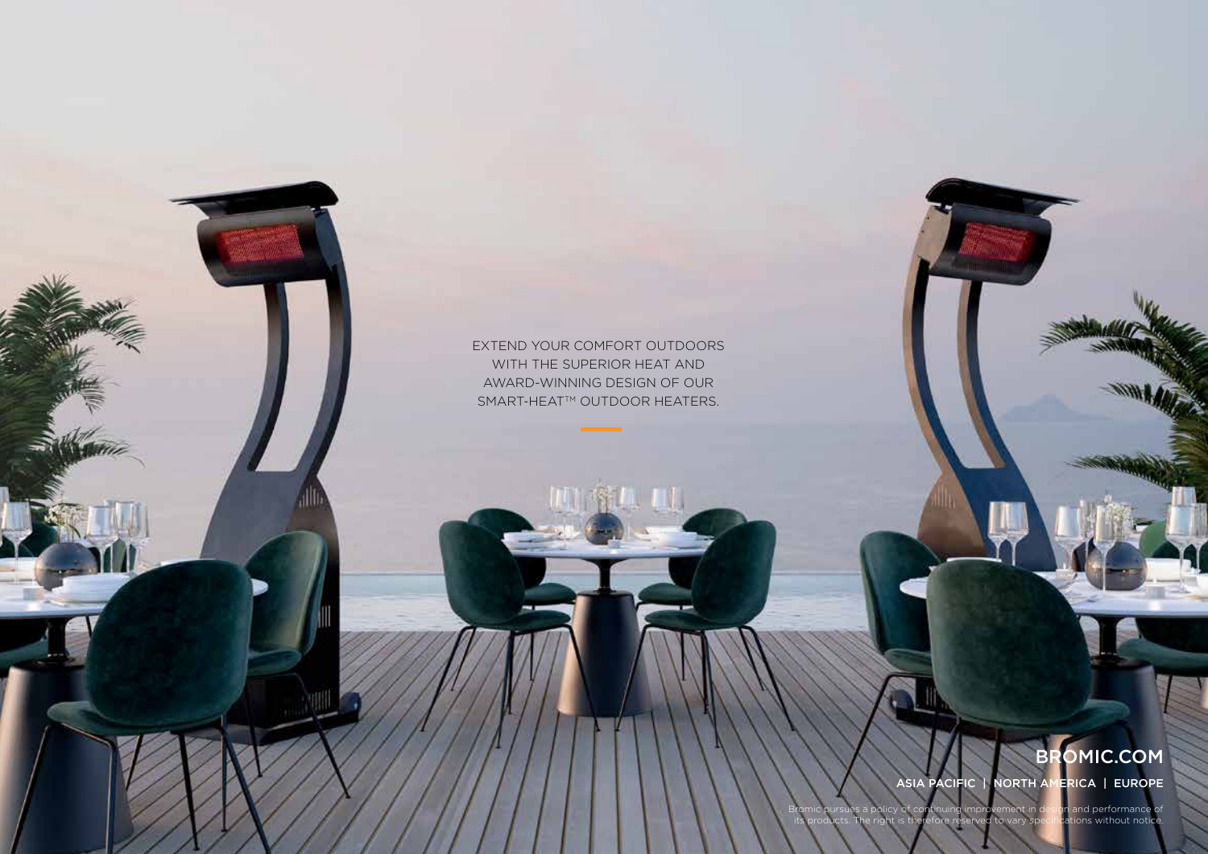EXTEND YOUR COMFORT OUTDOORS WITH THE SUPERIOR HEAT AND AWARD-WINNING DESIGN OF OUR SMART-HEAT™ OUTDOOR HEATERS.

**BROMIC.COM**

ASIA PACIFIC | NORTH AMERICA | EUROPE

Bromic pursues a policy of continuing improvement in design and performance of its products. The right is therefore reserved to vary specifications without notice.